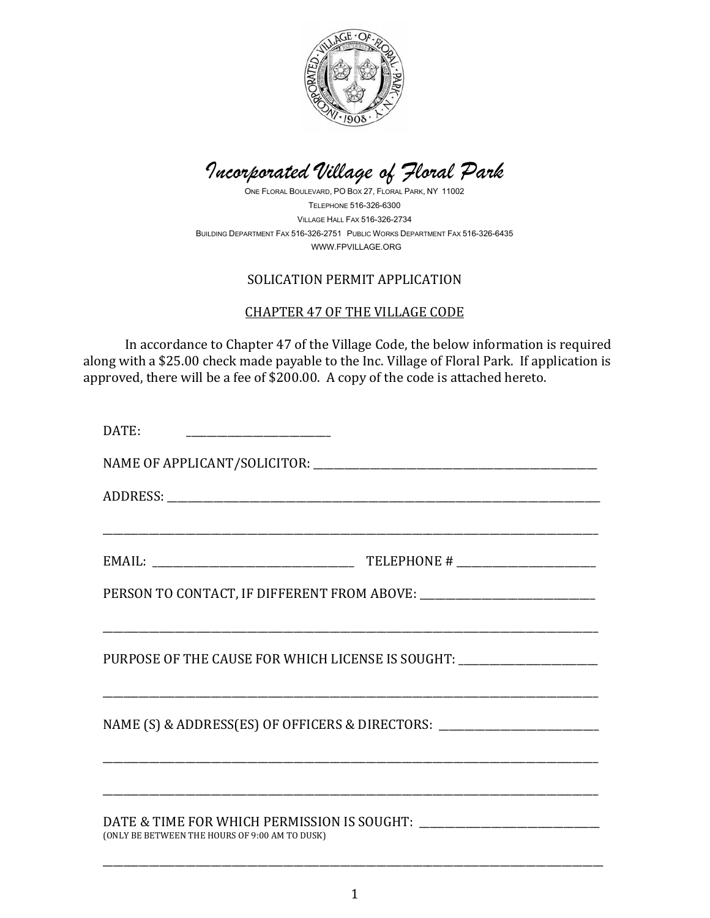# *Incorporated Village of Floral Park*

ONE FLORAL BOULEVARD, PO BOX 27, FLORAL PARK, NY 11002

TELEPHONE 516-326-6300

VILLAGE HALL FAX 516-326-2734

BUILDING DEPARTMENT FAX 516-326-2751 PUBLIC WORKS DEPARTMENT FAX 516-326-6435

WWW.FPVILLAGE.ORG

## SOLICATION PERMIT APPLICATION

## CHAPTER 47 OF THE VILLAGE CODE

In accordance to Chapter 47 of the Village Code, the below information is required along with a $25.00 check made payable to the Inc. Village of Floral Park. If application is approved, there will be a fee of $200.00. A copy of the code is attached hereto.

DATE: ___________________________

NAME OF APPLICANT/SOLICITOR: ___________________________________________________

ADDRESS: ___________________________________________________________________________

_____________________________________________________________________________________

EMAIL: ____________________________________ TELEPHONE # __________________________

PERSON TO CONTACT, IF DIFFERENT FROM ABOVE: _________________________________

_____________________________________________________________________________________

PURPOSE OF THE CAUSE FOR WHICH LICENSE IS SOUGHT: __________________________

_____________________________________________________________________________________

NAME (S) & ADDRESS(ES) OF OFFICERS & DIRECTORS: _____________________________

_____________________________________________________________________________________

_____________________________________________________________________________________

DATE & TIME FOR WHICH PERMISSION IS SOUGHT: _________________________________

(ONLY BE BETWEEN THE HOURS OF 9:00 AM TO DUSK)

_____________________________________________________________________________________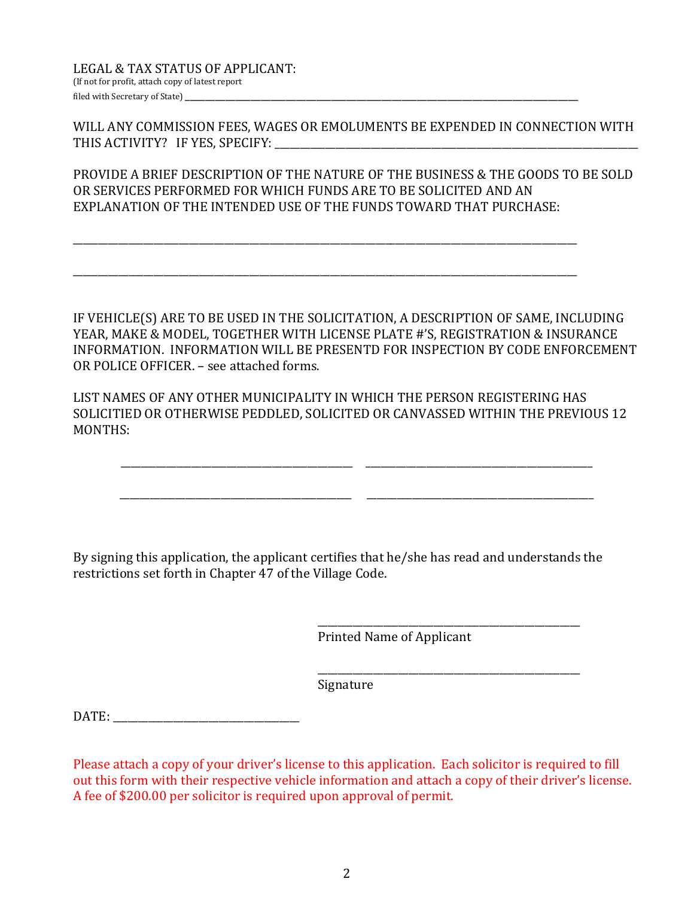LEGAL & TAX STATUS OF APPLICANT:
(If not for profit, attach copy of latest report
filed with Secretary of State) ______________________________________________________________________________

WILL ANY COMMISSION FEES, WAGES OR EMOLUMENTS BE EXPENDED IN CONNECTION WITH THIS ACTIVITY? IF YES, SPECIFY: ______________________________________________________________

PROVIDE A BRIEF DESCRIPTION OF THE NATURE OF THE BUSINESS & THE GOODS TO BE SOLD OR SERVICES PERFORMED FOR WHICH FUNDS ARE TO BE SOLICITED AND AN EXPLANATION OF THE INTENDED USE OF THE FUNDS TOWARD THAT PURCHASE:

______________________________________________________________________________

______________________________________________________________________________

IF VEHICLE(S) ARE TO BE USED IN THE SOLICITATION, A DESCRIPTION OF SAME, INCLUDING YEAR, MAKE & MODEL, TOGETHER WITH LICENSE PLATE #'S, REGISTRATION & INSURANCE INFORMATION. INFORMATION WILL BE PRESENTD FOR INSPECTION BY CODE ENFORCEMENT OR POLICE OFFICER. – see attached forms.

LIST NAMES OF ANY OTHER MUNICIPALITY IN WHICH THE PERSON REGISTERING HAS SOLICITIED OR OTHERWISE PEDDLED, SOLICITED OR CANVASSED WITHIN THE PREVIOUS 12 MONTHS:

___________________________________ ___________________________________

___________________________________ ___________________________________

By signing this application, the applicant certifies that he/she has read and understands the restrictions set forth in Chapter 47 of the Village Code.

________________________________________
Printed Name of Applicant

________________________________________
Signature

DATE: ______________________________

Please attach a copy of your driver's license to this application. Each solicitor is required to fill out this form with their respective vehicle information and attach a copy of their driver's license. A fee of $200.00 per solicitor is required upon approval of permit.